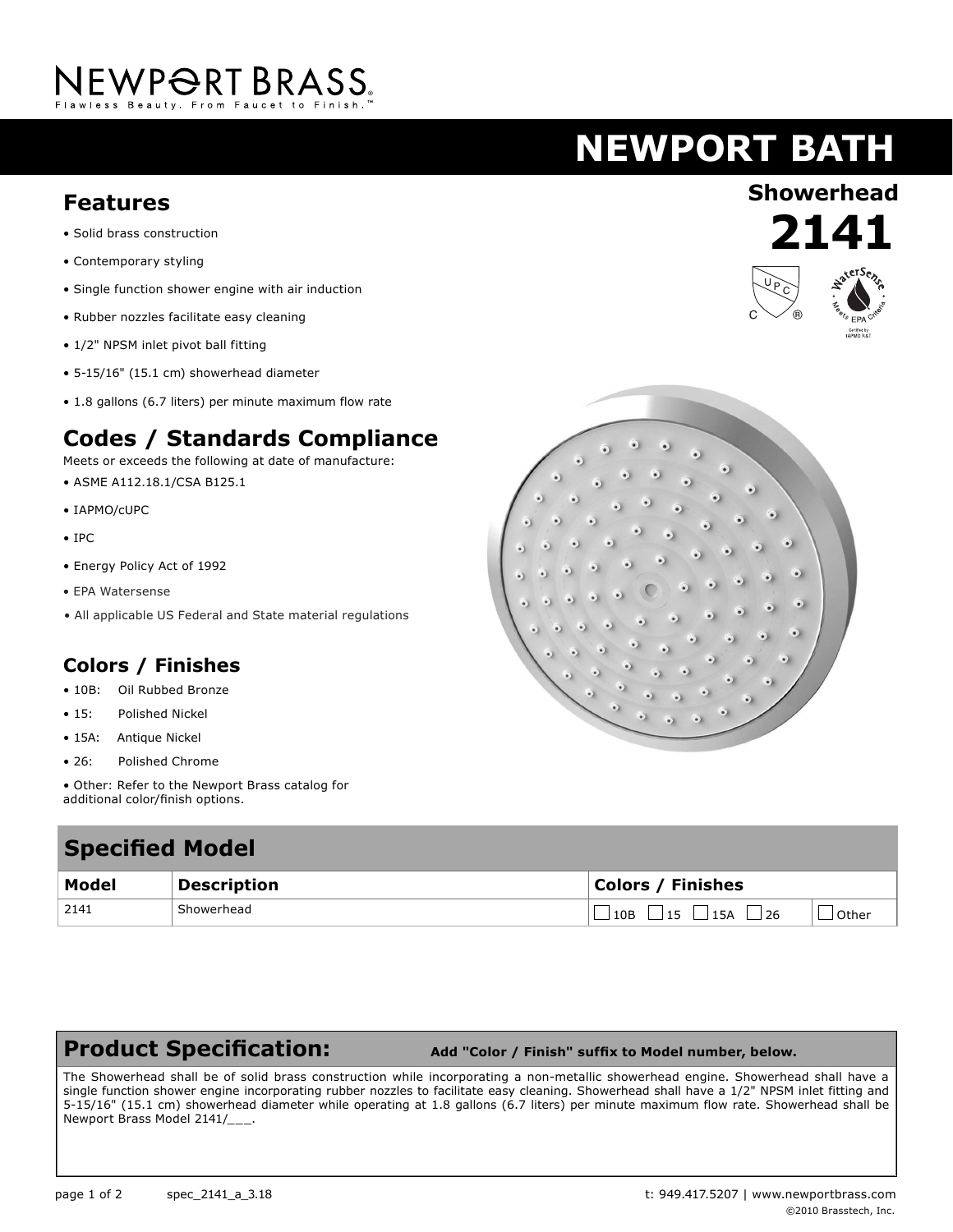NEWPORT BRASS
Flawless Beauty. From Faucet to Finish.™

# NEWPORT BATH

## Showerhead
# 2141

## Features

- Solid brass construction
- Contemporary styling
- Single function shower engine with air induction
- Rubber nozzles facilitate easy cleaning
- 1/2" NPSM inlet pivot ball fitting
- 5-15/16" (15.1 cm) showerhead diameter
- 1.8 gallons (6.7 liters) per minute maximum flow rate

## Codes / Standards Compliance

Meets or exceeds the following at date of manufacture:

- ASME A112.18.1/CSA B125.1
- IAPMO/cUPC
- IPC
- Energy Policy Act of 1992
- EPA Watersense
- All applicable US Federal and State material regulations

## Colors / Finishes

- 10B: Oil Rubbed Bronze
- 15: Polished Nickel
- 15A: Antique Nickel
- 26: Polished Chrome
- Other: Refer to the Newport Brass catalog for additional color/finish options.

## Specified Model

| Model | Description | Colors / Finishes | |
|---|---|---|---|
| 2141 | Showerhead | ☐ 10B ☐ 15 ☐ 15A ☐ 26 | ☐ Other |

## Product Specification: Add "Color / Finish" suffix to Model number, below.

The Showerhead shall be of solid brass construction while incorporating a non-metallic showerhead engine. Showerhead shall have a single function shower engine incorporating rubber nozzles to facilitate easy cleaning. Showerhead shall have a 1/2" NPSM inlet fitting and 5-15/16" (15.1 cm) showerhead diameter while operating at 1.8 gallons (6.7 liters) per minute maximum flow rate. Showerhead shall be Newport Brass Model 2141/___.

spec_2141_a_3.18

t: 949.417.5207 | www.newportbrass.com

©2010 Brasstech, Inc.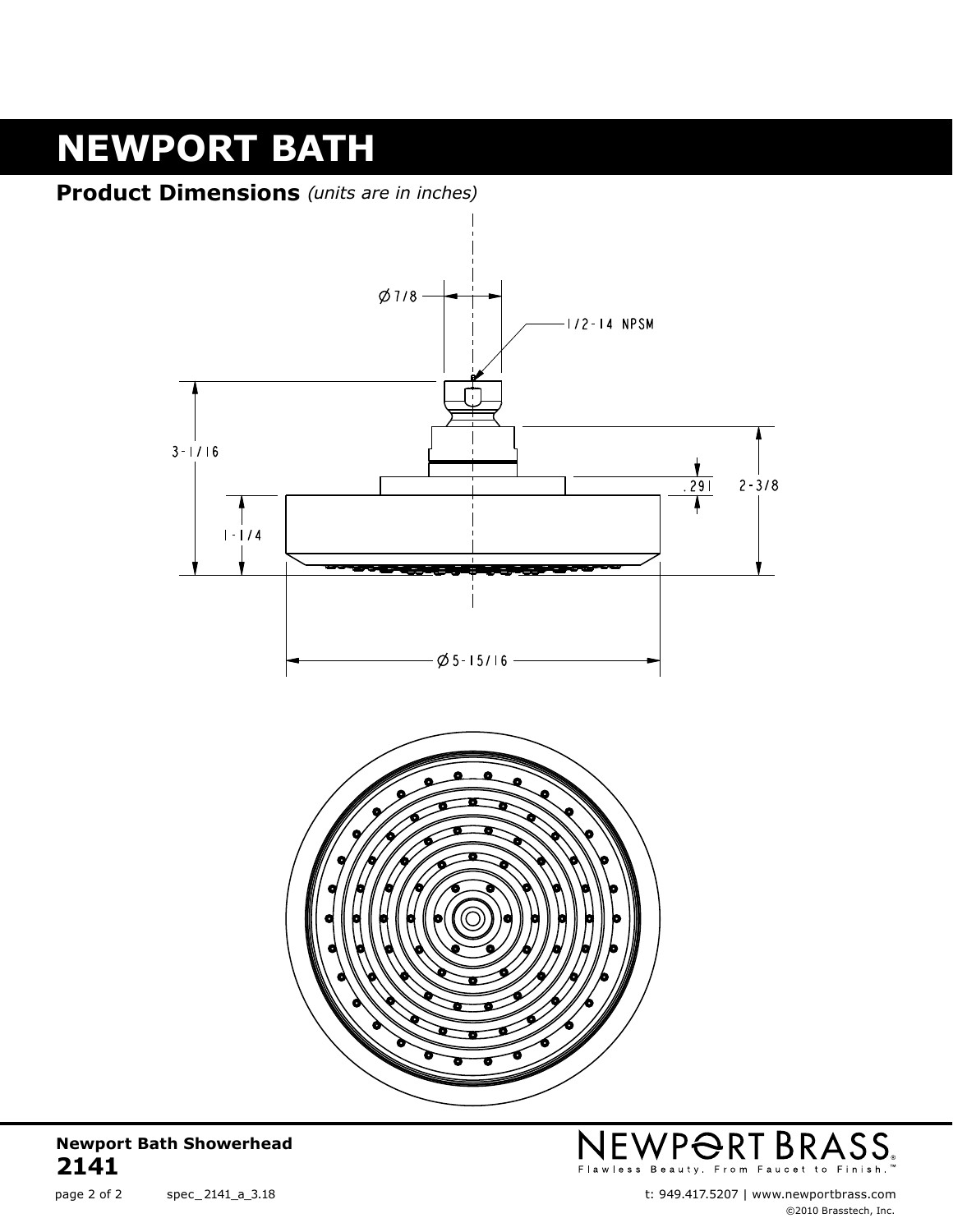# NEWPORT BATH

**Product Dimensions** *(units are in inches)*

Ø7/8

1/2-14 NPSM

3-1/16

1-1/4

.291

2-3/8

Ø5-15/16

**Newport Bath Showerhead**
**2141**

spec_ 2141_a_3.18

NEWPORT BRASS®
Flawless Beauty. From Faucet to Finish.™

t: 949.417.5207 | www.newportbrass.com
©2010 Brasstech, Inc.